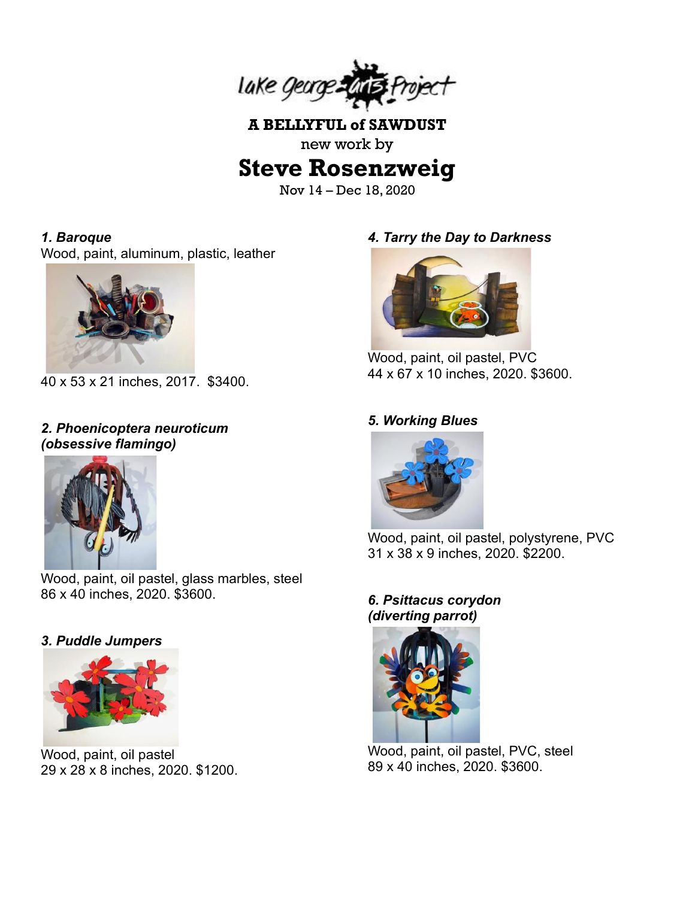Lake George Arts Project

**A BELLYFUL of SAWDUST**

new work by

# Steve Rosenzweig

Nov 14 – Dec 18, 2020

***1. Baroque***
Wood, paint, aluminum, plastic, leather
40 x 53 x 21 inches, 2017. $3400.

***2. Phoenicoptera neuroticum (obsessive flamingo)***
Wood, paint, oil pastel, glass marbles, steel
86 x 40 inches, 2020. $3600.

***3. Puddle Jumpers***
Wood, paint, oil pastel
29 x 28 x 8 inches, 2020. $1200.

***4. Tarry the Day to Darkness***
Wood, paint, oil pastel, PVC
44 x 67 x 10 inches, 2020. $3600.

***5. Working Blues***
Wood, paint, oil pastel, polystyrene, PVC
31 x 38 x 9 inches, 2020. $2200.

***6. Psittacus corydon (diverting parrot)***
Wood, paint, oil pastel, PVC, steel
89 x 40 inches, 2020. $3600.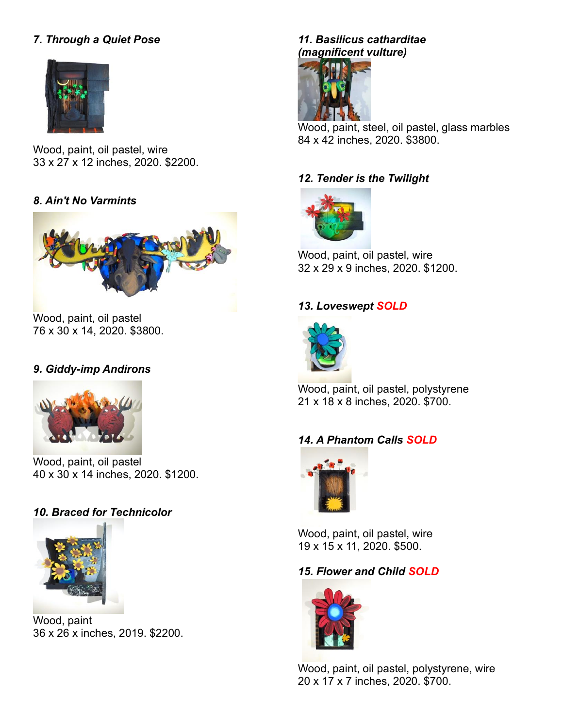***7. Through a Quiet Pose***

Wood, paint, oil pastel, wire
33 x 27 x 12 inches, 2020. $2200.

***8. Ain't No Varmints***

Wood, paint, oil pastel
76 x 30 x 14, 2020. $3800.

***9. Giddy-imp Andirons***

Wood, paint, oil pastel
40 x 30 x 14 inches, 2020. $1200.

***10. Braced for Technicolor***

Wood, paint
36 x 26 x inches, 2019. $2200.

***11. Basilicus catharditae (magnificent vulture)***

Wood, paint, steel, oil pastel, glass marbles
84 x 42 inches, 2020. $3800.

***12. Tender is the Twilight***

Wood, paint, oil pastel, wire
32 x 29 x 9 inches, 2020. $1200.

***13. Loveswept SOLD***

Wood, paint, oil pastel, polystyrene
21 x 18 x 8 inches, 2020. $700.

***14. A Phantom Calls SOLD***

Wood, paint, oil pastel, wire
19 x 15 x 11, 2020. $500.

***15. Flower and Child SOLD***

Wood, paint, oil pastel, polystyrene, wire
20 x 17 x 7 inches, 2020. $700.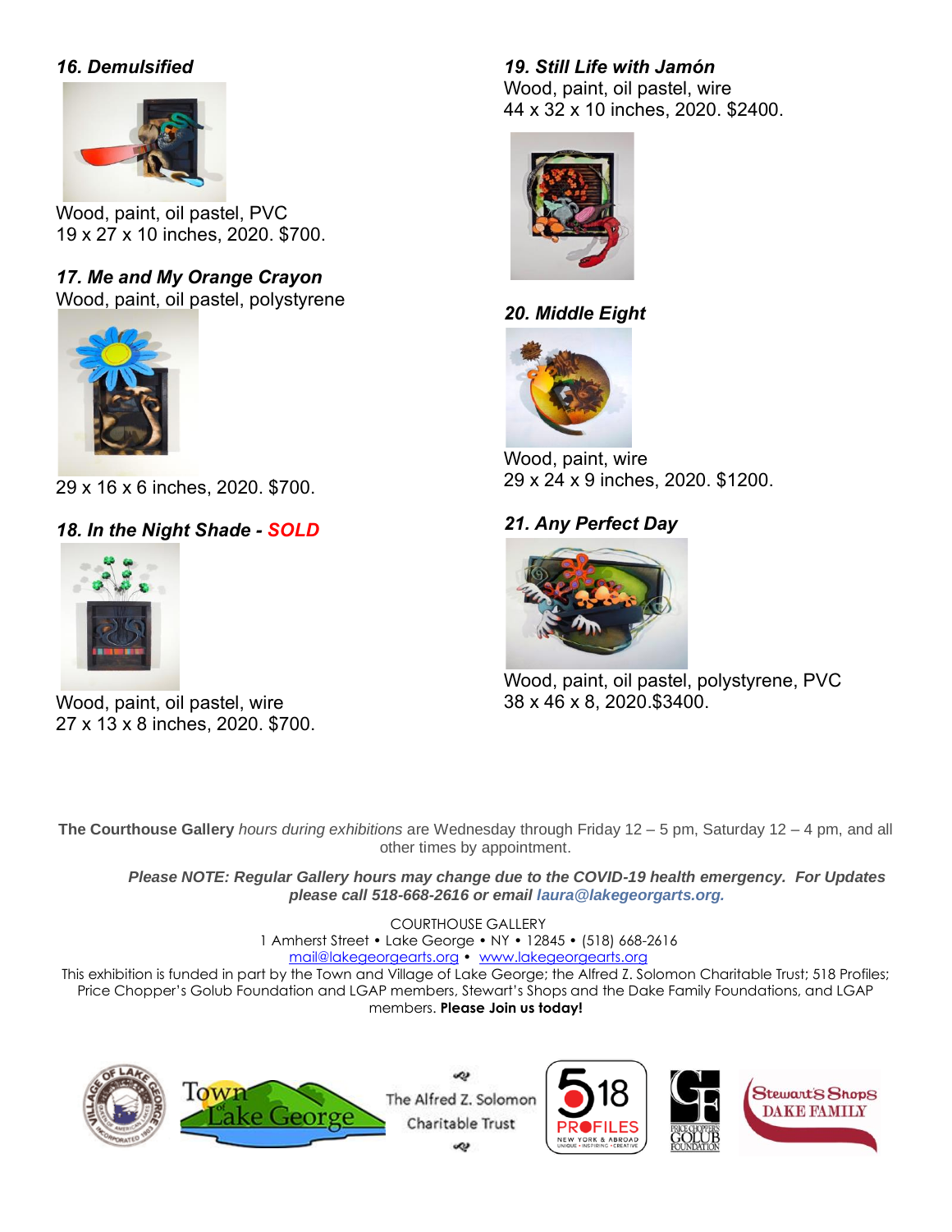### *16. Demulsified*

Wood, paint, oil pastel, PVC
19 x 27 x 10 inches, 2020. $700.

### *17. Me and My Orange Crayon*

Wood, paint, oil pastel, polystyrene
29 x 16 x 6 inches, 2020. $700.

### *18. In the Night Shade - SOLD*

Wood, paint, oil pastel, wire
27 x 13 x 8 inches, 2020. $700.

### *19. Still Life with Jamón*

Wood, paint, oil pastel, wire
44 x 32 x 10 inches, 2020. $2400.

### *20. Middle Eight*

Wood, paint, wire
29 x 24 x 9 inches, 2020. $1200.

### *21. Any Perfect Day*

Wood, paint, oil pastel, polystyrene, PVC
38 x 46 x 8, 2020.$3400.

**The Courthouse Gallery** *hours during exhibitions* are Wednesday through Friday 12 – 5 pm, Saturday 12 – 4 pm, and all other times by appointment.

***Please NOTE: Regular Gallery hours may change due to the COVID-19 health emergency. For Updates please call 518-668-2616 or email laura@lakegeorgearts.org.***

COURTHOUSE GALLERY
1 Amherst Street • Lake George • NY • 12845 • (518) 668-2616
mail@lakegeorgearts.org • www.lakegeorgearts.org

This exhibition is funded in part by the Town and Village of Lake George; the Alfred Z. Solomon Charitable Trust; 518 Profiles; Price Chopper's Golub Foundation and LGAP members, Stewart's Shops and the Dake Family Foundations, and LGAP members. **Please Join us today!**

Village of Lake George • Town of Lake George • The Alfred Z. Solomon Charitable Trust • 518 Profiles • Price Chopper's Golub Foundation • Stewart's Shops Dake Family